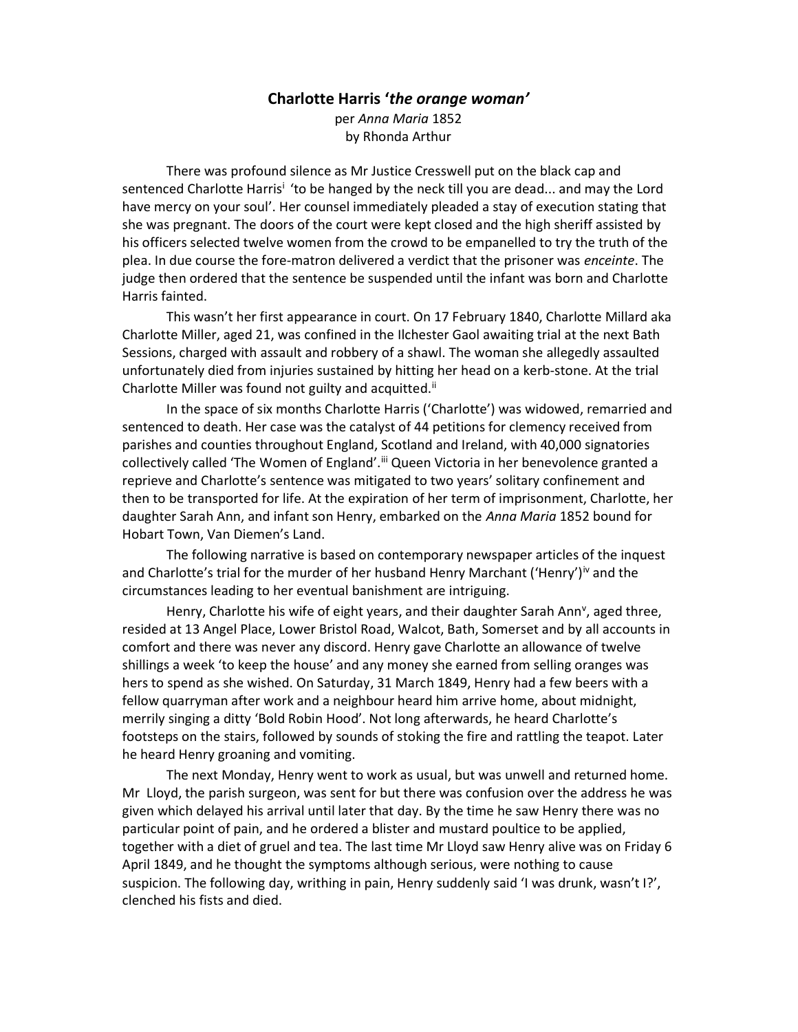# Charlotte Harris '*the orange woman*'

per *Anna Maria* 1852
by Rhonda Arthur

There was profound silence as Mr Justice Cresswell put on the black cap and sentenced Charlotte Harris[i] 'to be hanged by the neck till you are dead... and may the Lord have mercy on your soul'. Her counsel immediately pleaded a stay of execution stating that she was pregnant. The doors of the court were kept closed and the high sheriff assisted by his officers selected twelve women from the crowd to be empanelled to try the truth of the plea. In due course the fore-matron delivered a verdict that the prisoner was *enceinte*. The judge then ordered that the sentence be suspended until the infant was born and Charlotte Harris fainted.

This wasn't her first appearance in court. On 17 February 1840, Charlotte Millard aka Charlotte Miller, aged 21, was confined in the Ilchester Gaol awaiting trial at the next Bath Sessions, charged with assault and robbery of a shawl. The woman she allegedly assaulted unfortunately died from injuries sustained by hitting her head on a kerb-stone. At the trial Charlotte Miller was found not guilty and acquitted.[ii]

In the space of six months Charlotte Harris ('Charlotte') was widowed, remarried and sentenced to death. Her case was the catalyst of 44 petitions for clemency received from parishes and counties throughout England, Scotland and Ireland, with 40,000 signatories collectively called 'The Women of England'.[iii] Queen Victoria in her benevolence granted a reprieve and Charlotte's sentence was mitigated to two years' solitary confinement and then to be transported for life. At the expiration of her term of imprisonment, Charlotte, her daughter Sarah Ann, and infant son Henry, embarked on the *Anna Maria* 1852 bound for Hobart Town, Van Diemen's Land.

The following narrative is based on contemporary newspaper articles of the inquest and Charlotte's trial for the murder of her husband Henry Marchant ('Henry')[iv] and the circumstances leading to her eventual banishment are intriguing.

Henry, Charlotte his wife of eight years, and their daughter Sarah Ann[v], aged three, resided at 13 Angel Place, Lower Bristol Road, Walcot, Bath, Somerset and by all accounts in comfort and there was never any discord. Henry gave Charlotte an allowance of twelve shillings a week 'to keep the house' and any money she earned from selling oranges was hers to spend as she wished. On Saturday, 31 March 1849, Henry had a few beers with a fellow quarryman after work and a neighbour heard him arrive home, about midnight, merrily singing a ditty 'Bold Robin Hood'. Not long afterwards, he heard Charlotte's footsteps on the stairs, followed by sounds of stoking the fire and rattling the teapot. Later he heard Henry groaning and vomiting.

The next Monday, Henry went to work as usual, but was unwell and returned home. Mr Lloyd, the parish surgeon, was sent for but there was confusion over the address he was given which delayed his arrival until later that day. By the time he saw Henry there was no particular point of pain, and he ordered a blister and mustard poultice to be applied, together with a diet of gruel and tea. The last time Mr Lloyd saw Henry alive was on Friday 6 April 1849, and he thought the symptoms although serious, were nothing to cause suspicion. The following day, writhing in pain, Henry suddenly said 'I was drunk, wasn't I?', clenched his fists and died.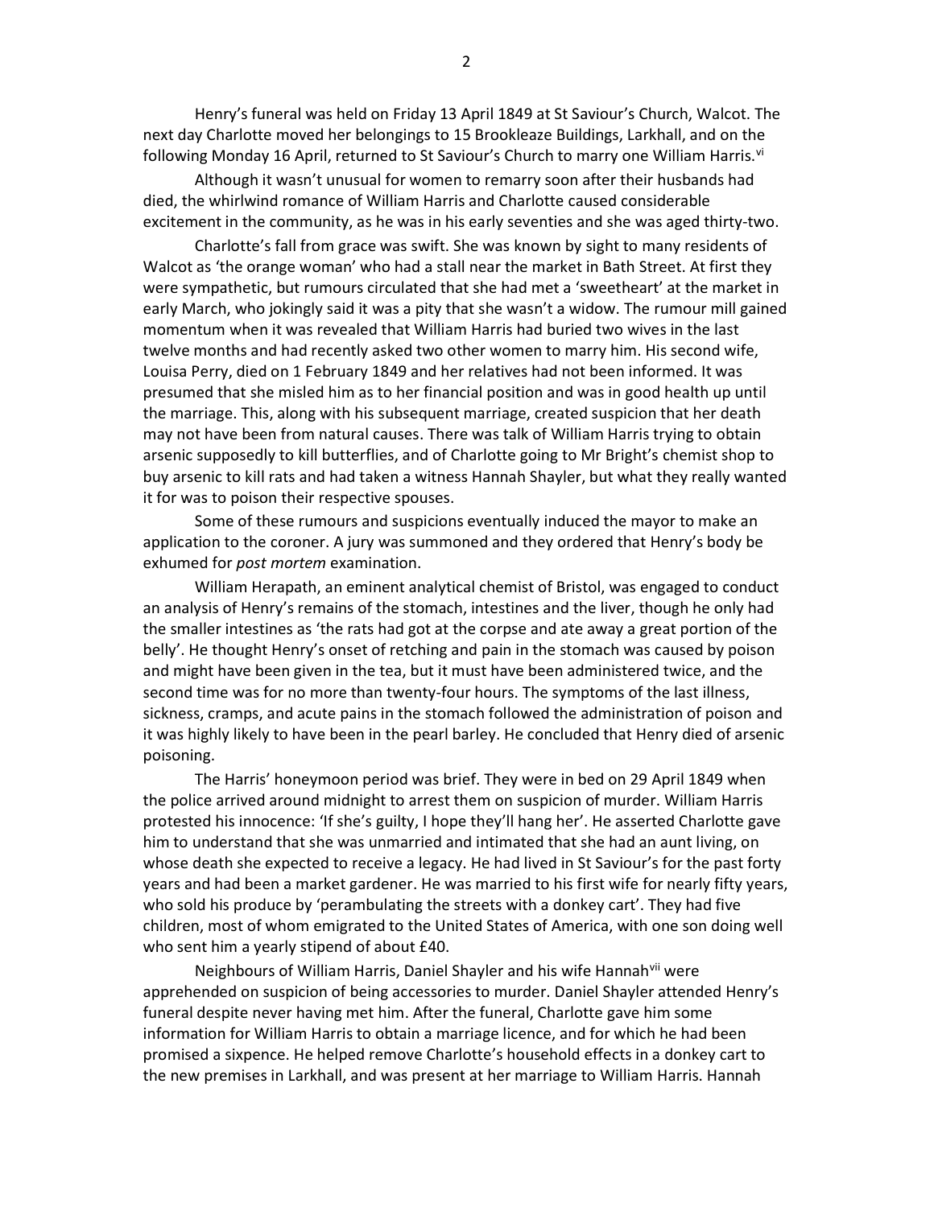Henry's funeral was held on Friday 13 April 1849 at St Saviour's Church, Walcot. The next day Charlotte moved her belongings to 15 Brookleaze Buildings, Larkhall, and on the following Monday 16 April, returned to St Saviour's Church to marry one William Harris.[vi]

Although it wasn't unusual for women to remarry soon after their husbands had died, the whirlwind romance of William Harris and Charlotte caused considerable excitement in the community, as he was in his early seventies and she was aged thirty-two.

Charlotte's fall from grace was swift. She was known by sight to many residents of Walcot as 'the orange woman' who had a stall near the market in Bath Street. At first they were sympathetic, but rumours circulated that she had met a 'sweetheart' at the market in early March, who jokingly said it was a pity that she wasn't a widow. The rumour mill gained momentum when it was revealed that William Harris had buried two wives in the last twelve months and had recently asked two other women to marry him. His second wife, Louisa Perry, died on 1 February 1849 and her relatives had not been informed. It was presumed that she misled him as to her financial position and was in good health up until the marriage. This, along with his subsequent marriage, created suspicion that her death may not have been from natural causes. There was talk of William Harris trying to obtain arsenic supposedly to kill butterflies, and of Charlotte going to Mr Bright's chemist shop to buy arsenic to kill rats and had taken a witness Hannah Shayler, but what they really wanted it for was to poison their respective spouses.

Some of these rumours and suspicions eventually induced the mayor to make an application to the coroner. A jury was summoned and they ordered that Henry's body be exhumed for *post mortem* examination.

William Herapath, an eminent analytical chemist of Bristol, was engaged to conduct an analysis of Henry's remains of the stomach, intestines and the liver, though he only had the smaller intestines as 'the rats had got at the corpse and ate away a great portion of the belly'. He thought Henry's onset of retching and pain in the stomach was caused by poison and might have been given in the tea, but it must have been administered twice, and the second time was for no more than twenty-four hours. The symptoms of the last illness, sickness, cramps, and acute pains in the stomach followed the administration of poison and it was highly likely to have been in the pearl barley. He concluded that Henry died of arsenic poisoning.

The Harris' honeymoon period was brief. They were in bed on 29 April 1849 when the police arrived around midnight to arrest them on suspicion of murder. William Harris protested his innocence: 'If she's guilty, I hope they'll hang her'. He asserted Charlotte gave him to understand that she was unmarried and intimated that she had an aunt living, on whose death she expected to receive a legacy. He had lived in St Saviour's for the past forty years and had been a market gardener. He was married to his first wife for nearly fifty years, who sold his produce by 'perambulating the streets with a donkey cart'. They had five children, most of whom emigrated to the United States of America, with one son doing well who sent him a yearly stipend of about £40.

Neighbours of William Harris, Daniel Shayler and his wife Hannah[vii] were apprehended on suspicion of being accessories to murder. Daniel Shayler attended Henry's funeral despite never having met him. After the funeral, Charlotte gave him some information for William Harris to obtain a marriage licence, and for which he had been promised a sixpence. He helped remove Charlotte's household effects in a donkey cart to the new premises in Larkhall, and was present at her marriage to William Harris. Hannah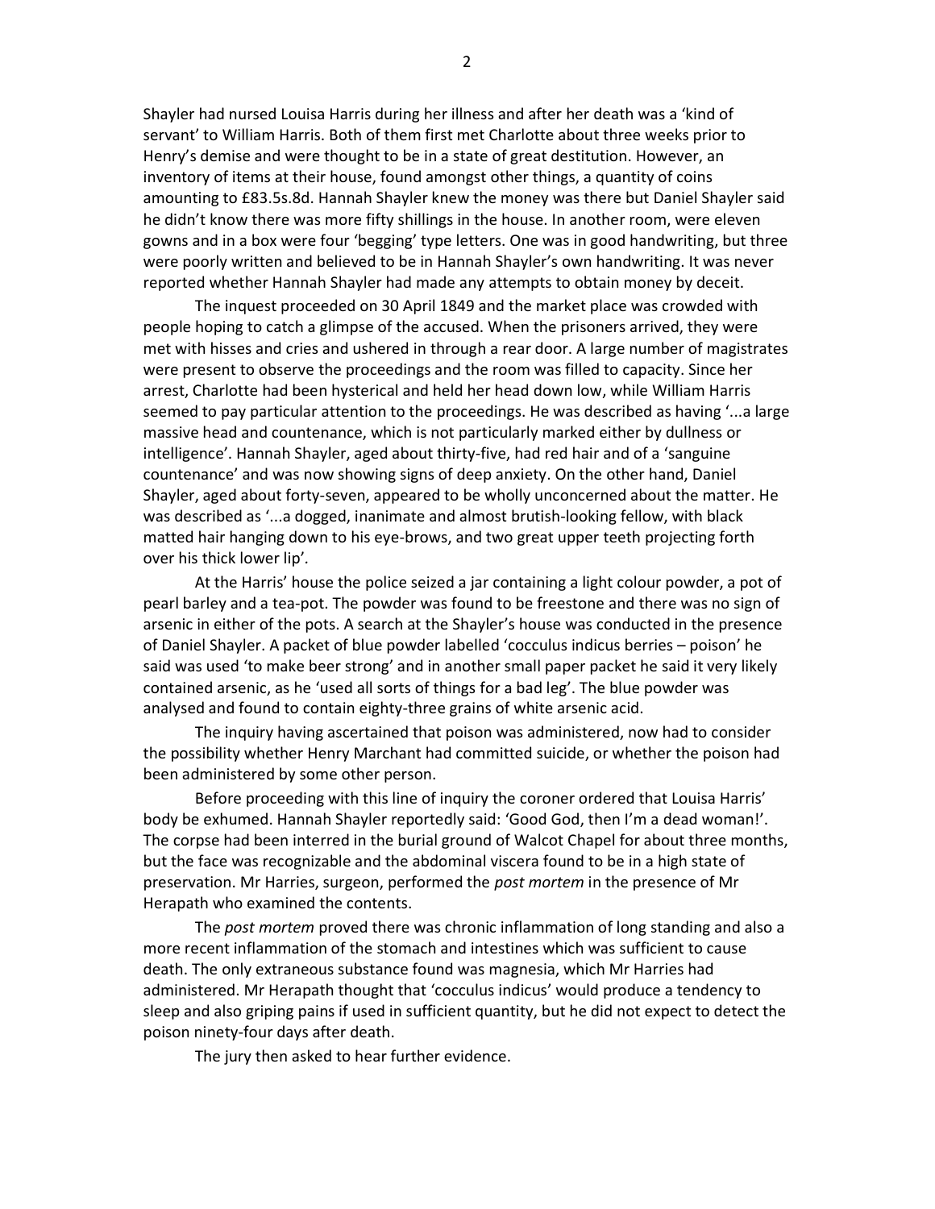Shayler had nursed Louisa Harris during her illness and after her death was a 'kind of servant' to William Harris. Both of them first met Charlotte about three weeks prior to Henry's demise and were thought to be in a state of great destitution. However, an inventory of items at their house, found amongst other things, a quantity of coins amounting to £83.5s.8d. Hannah Shayler knew the money was there but Daniel Shayler said he didn't know there was more fifty shillings in the house. In another room, were eleven gowns and in a box were four 'begging' type letters. One was in good handwriting, but three were poorly written and believed to be in Hannah Shayler's own handwriting. It was never reported whether Hannah Shayler had made any attempts to obtain money by deceit.

The inquest proceeded on 30 April 1849 and the market place was crowded with people hoping to catch a glimpse of the accused. When the prisoners arrived, they were met with hisses and cries and ushered in through a rear door. A large number of magistrates were present to observe the proceedings and the room was filled to capacity. Since her arrest, Charlotte had been hysterical and held her head down low, while William Harris seemed to pay particular attention to the proceedings. He was described as having '...a large massive head and countenance, which is not particularly marked either by dullness or intelligence'. Hannah Shayler, aged about thirty-five, had red hair and of a 'sanguine countenance' and was now showing signs of deep anxiety. On the other hand, Daniel Shayler, aged about forty-seven, appeared to be wholly unconcerned about the matter. He was described as '...a dogged, inanimate and almost brutish-looking fellow, with black matted hair hanging down to his eye-brows, and two great upper teeth projecting forth over his thick lower lip'.

At the Harris' house the police seized a jar containing a light colour powder, a pot of pearl barley and a tea-pot. The powder was found to be freestone and there was no sign of arsenic in either of the pots. A search at the Shayler's house was conducted in the presence of Daniel Shayler. A packet of blue powder labelled 'cocculus indicus berries – poison' he said was used 'to make beer strong' and in another small paper packet he said it very likely contained arsenic, as he 'used all sorts of things for a bad leg'. The blue powder was analysed and found to contain eighty-three grains of white arsenic acid.

The inquiry having ascertained that poison was administered, now had to consider the possibility whether Henry Marchant had committed suicide, or whether the poison had been administered by some other person.

Before proceeding with this line of inquiry the coroner ordered that Louisa Harris' body be exhumed. Hannah Shayler reportedly said: 'Good God, then I'm a dead woman!'. The corpse had been interred in the burial ground of Walcot Chapel for about three months, but the face was recognizable and the abdominal viscera found to be in a high state of preservation. Mr Harries, surgeon, performed the *post mortem* in the presence of Mr Herapath who examined the contents.

The *post mortem* proved there was chronic inflammation of long standing and also a more recent inflammation of the stomach and intestines which was sufficient to cause death. The only extraneous substance found was magnesia, which Mr Harries had administered. Mr Herapath thought that 'cocculus indicus' would produce a tendency to sleep and also griping pains if used in sufficient quantity, but he did not expect to detect the poison ninety-four days after death.

The jury then asked to hear further evidence.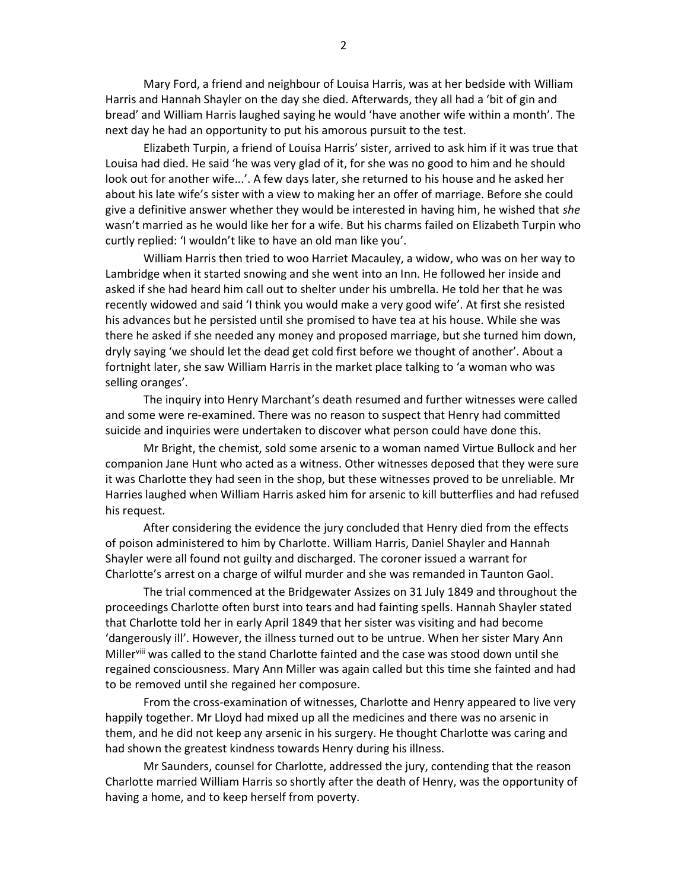Mary Ford, a friend and neighbour of Louisa Harris, was at her bedside with William Harris and Hannah Shayler on the day she died. Afterwards, they all had a 'bit of gin and bread' and William Harris laughed saying he would 'have another wife within a month'. The next day he had an opportunity to put his amorous pursuit to the test.

Elizabeth Turpin, a friend of Louisa Harris' sister, arrived to ask him if it was true that Louisa had died. He said 'he was very glad of it, for she was no good to him and he should look out for another wife...'. A few days later, she returned to his house and he asked her about his late wife's sister with a view to making her an offer of marriage. Before she could give a definitive answer whether they would be interested in having him, he wished that *she* wasn't married as he would like her for a wife. But his charms failed on Elizabeth Turpin who curtly replied: 'I wouldn't like to have an old man like you'.

William Harris then tried to woo Harriet Macauley, a widow, who was on her way to Lambridge when it started snowing and she went into an Inn. He followed her inside and asked if she had heard him call out to shelter under his umbrella. He told her that he was recently widowed and said 'I think you would make a very good wife'. At first she resisted his advances but he persisted until she promised to have tea at his house. While she was there he asked if she needed any money and proposed marriage, but she turned him down, dryly saying 'we should let the dead get cold first before we thought of another'. About a fortnight later, she saw William Harris in the market place talking to 'a woman who was selling oranges'.

The inquiry into Henry Marchant's death resumed and further witnesses were called and some were re-examined. There was no reason to suspect that Henry had committed suicide and inquiries were undertaken to discover what person could have done this.

Mr Bright, the chemist, sold some arsenic to a woman named Virtue Bullock and her companion Jane Hunt who acted as a witness. Other witnesses deposed that they were sure it was Charlotte they had seen in the shop, but these witnesses proved to be unreliable. Mr Harries laughed when William Harris asked him for arsenic to kill butterflies and had refused his request.

After considering the evidence the jury concluded that Henry died from the effects of poison administered to him by Charlotte. William Harris, Daniel Shayler and Hannah Shayler were all found not guilty and discharged. The coroner issued a warrant for Charlotte's arrest on a charge of wilful murder and she was remanded in Taunton Gaol.

The trial commenced at the Bridgewater Assizes on 31 July 1849 and throughout the proceedings Charlotte often burst into tears and had fainting spells. Hannah Shayler stated that Charlotte told her in early April 1849 that her sister was visiting and had become 'dangerously ill'. However, the illness turned out to be untrue. When her sister Mary Ann Miller[viii] was called to the stand Charlotte fainted and the case was stood down until she regained consciousness. Mary Ann Miller was again called but this time she fainted and had to be removed until she regained her composure.

From the cross-examination of witnesses, Charlotte and Henry appeared to live very happily together. Mr Lloyd had mixed up all the medicines and there was no arsenic in them, and he did not keep any arsenic in his surgery. He thought Charlotte was caring and had shown the greatest kindness towards Henry during his illness.

Mr Saunders, counsel for Charlotte, addressed the jury, contending that the reason Charlotte married William Harris so shortly after the death of Henry, was the opportunity of having a home, and to keep herself from poverty.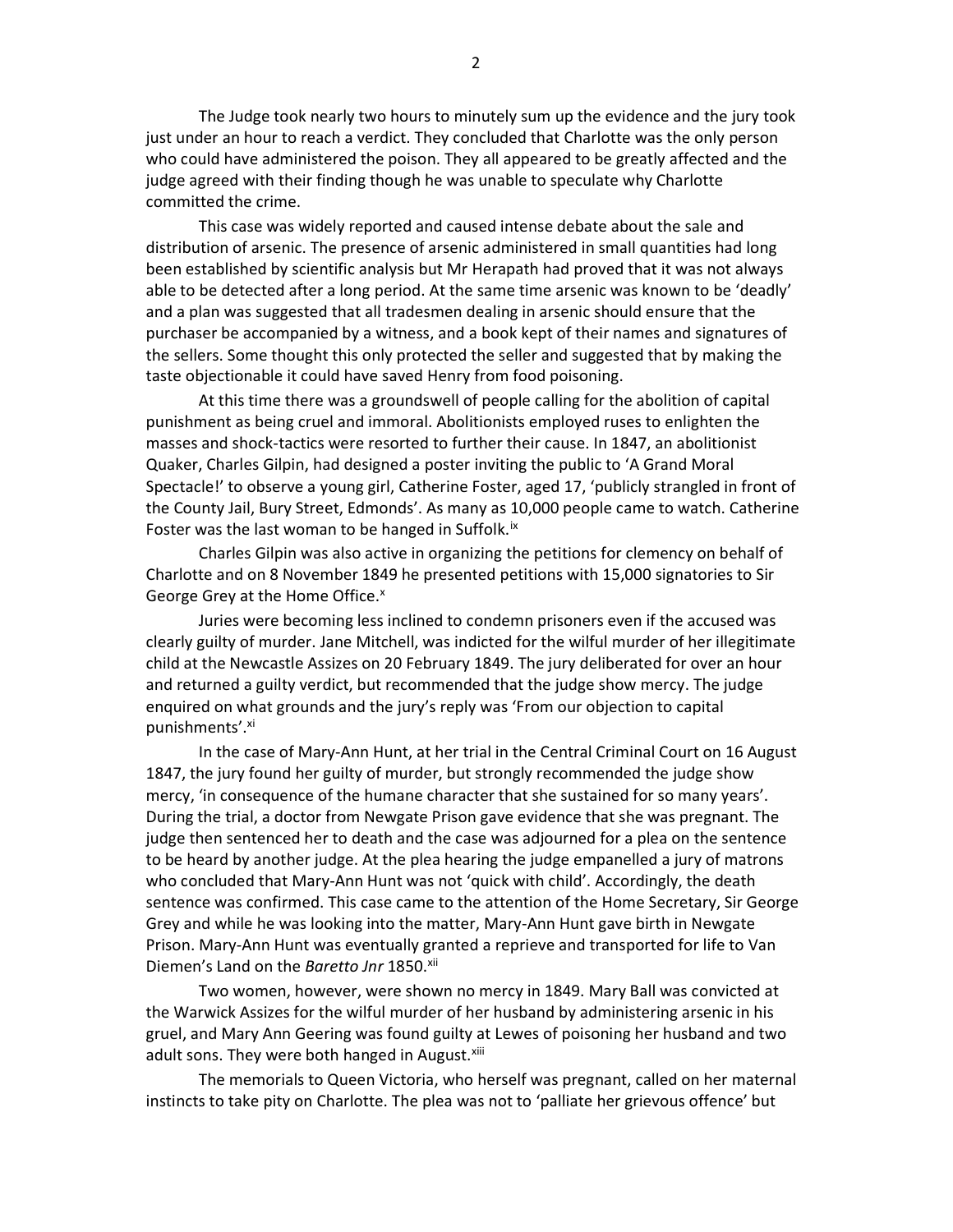The Judge took nearly two hours to minutely sum up the evidence and the jury took just under an hour to reach a verdict. They concluded that Charlotte was the only person who could have administered the poison. They all appeared to be greatly affected and the judge agreed with their finding though he was unable to speculate why Charlotte committed the crime.

This case was widely reported and caused intense debate about the sale and distribution of arsenic. The presence of arsenic administered in small quantities had long been established by scientific analysis but Mr Herapath had proved that it was not always able to be detected after a long period. At the same time arsenic was known to be 'deadly' and a plan was suggested that all tradesmen dealing in arsenic should ensure that the purchaser be accompanied by a witness, and a book kept of their names and signatures of the sellers. Some thought this only protected the seller and suggested that by making the taste objectionable it could have saved Henry from food poisoning.

At this time there was a groundswell of people calling for the abolition of capital punishment as being cruel and immoral. Abolitionists employed ruses to enlighten the masses and shock-tactics were resorted to further their cause. In 1847, an abolitionist Quaker, Charles Gilpin, had designed a poster inviting the public to 'A Grand Moral Spectacle!' to observe a young girl, Catherine Foster, aged 17, 'publicly strangled in front of the County Jail, Bury Street, Edmonds'. As many as 10,000 people came to watch. Catherine Foster was the last woman to be hanged in Suffolk.[ix]

Charles Gilpin was also active in organizing the petitions for clemency on behalf of Charlotte and on 8 November 1849 he presented petitions with 15,000 signatories to Sir George Grey at the Home Office.[x]

Juries were becoming less inclined to condemn prisoners even if the accused was clearly guilty of murder. Jane Mitchell, was indicted for the wilful murder of her illegitimate child at the Newcastle Assizes on 20 February 1849. The jury deliberated for over an hour and returned a guilty verdict, but recommended that the judge show mercy. The judge enquired on what grounds and the jury's reply was 'From our objection to capital punishments'.[xi]

In the case of Mary-Ann Hunt, at her trial in the Central Criminal Court on 16 August 1847, the jury found her guilty of murder, but strongly recommended the judge show mercy, 'in consequence of the humane character that she sustained for so many years'. During the trial, a doctor from Newgate Prison gave evidence that she was pregnant. The judge then sentenced her to death and the case was adjourned for a plea on the sentence to be heard by another judge. At the plea hearing the judge empanelled a jury of matrons who concluded that Mary-Ann Hunt was not 'quick with child'. Accordingly, the death sentence was confirmed. This case came to the attention of the Home Secretary, Sir George Grey and while he was looking into the matter, Mary-Ann Hunt gave birth in Newgate Prison. Mary-Ann Hunt was eventually granted a reprieve and transported for life to Van Diemen's Land on the *Baretto Jnr* 1850.[xii]

Two women, however, were shown no mercy in 1849. Mary Ball was convicted at the Warwick Assizes for the wilful murder of her husband by administering arsenic in his gruel, and Mary Ann Geering was found guilty at Lewes of poisoning her husband and two adult sons. They were both hanged in August.[xiii]

The memorials to Queen Victoria, who herself was pregnant, called on her maternal instincts to take pity on Charlotte. The plea was not to 'palliate her grievous offence' but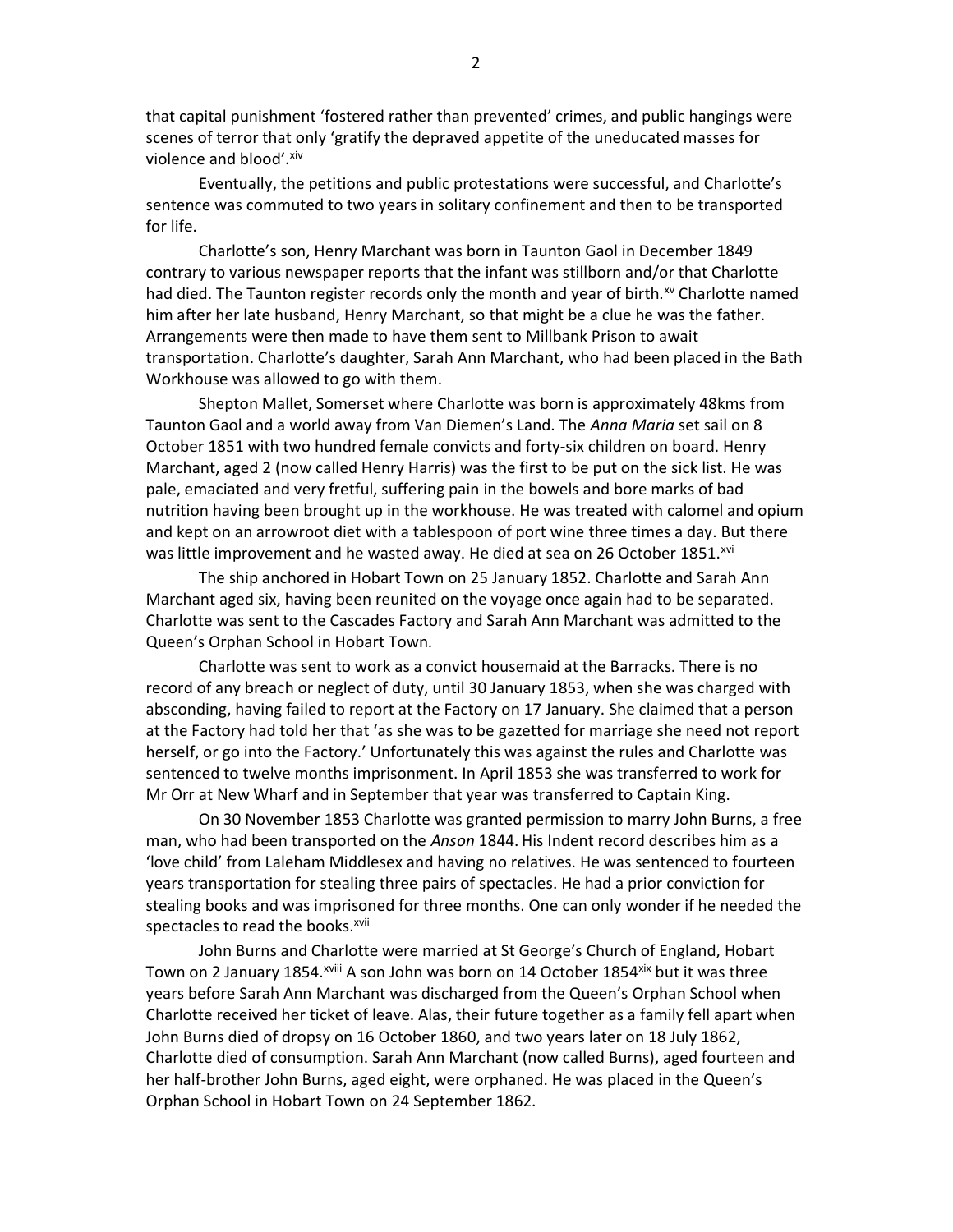that capital punishment 'fostered rather than prevented' crimes, and public hangings were scenes of terror that only 'gratify the depraved appetite of the uneducated masses for violence and blood'.[xiv]

Eventually, the petitions and public protestations were successful, and Charlotte's sentence was commuted to two years in solitary confinement and then to be transported for life.

Charlotte's son, Henry Marchant was born in Taunton Gaol in December 1849 contrary to various newspaper reports that the infant was stillborn and/or that Charlotte had died. The Taunton register records only the month and year of birth.[xv] Charlotte named him after her late husband, Henry Marchant, so that might be a clue he was the father. Arrangements were then made to have them sent to Millbank Prison to await transportation. Charlotte's daughter, Sarah Ann Marchant, who had been placed in the Bath Workhouse was allowed to go with them.

Shepton Mallet, Somerset where Charlotte was born is approximately 48kms from Taunton Gaol and a world away from Van Diemen's Land. The *Anna Maria* set sail on 8 October 1851 with two hundred female convicts and forty-six children on board. Henry Marchant, aged 2 (now called Henry Harris) was the first to be put on the sick list. He was pale, emaciated and very fretful, suffering pain in the bowels and bore marks of bad nutrition having been brought up in the workhouse. He was treated with calomel and opium and kept on an arrowroot diet with a tablespoon of port wine three times a day. But there was little improvement and he wasted away. He died at sea on 26 October 1851.[xvi]

The ship anchored in Hobart Town on 25 January 1852. Charlotte and Sarah Ann Marchant aged six, having been reunited on the voyage once again had to be separated. Charlotte was sent to the Cascades Factory and Sarah Ann Marchant was admitted to the Queen's Orphan School in Hobart Town.

Charlotte was sent to work as a convict housemaid at the Barracks. There is no record of any breach or neglect of duty, until 30 January 1853, when she was charged with absconding, having failed to report at the Factory on 17 January. She claimed that a person at the Factory had told her that 'as she was to be gazetted for marriage she need not report herself, or go into the Factory.' Unfortunately this was against the rules and Charlotte was sentenced to twelve months imprisonment. In April 1853 she was transferred to work for Mr Orr at New Wharf and in September that year was transferred to Captain King.

On 30 November 1853 Charlotte was granted permission to marry John Burns, a free man, who had been transported on the *Anson* 1844. His Indent record describes him as a 'love child' from Laleham Middlesex and having no relatives. He was sentenced to fourteen years transportation for stealing three pairs of spectacles. He had a prior conviction for stealing books and was imprisoned for three months. One can only wonder if he needed the spectacles to read the books.[xvii]

John Burns and Charlotte were married at St George's Church of England, Hobart Town on 2 January 1854.[xviii] A son John was born on 14 October 1854[xix] but it was three years before Sarah Ann Marchant was discharged from the Queen's Orphan School when Charlotte received her ticket of leave. Alas, their future together as a family fell apart when John Burns died of dropsy on 16 October 1860, and two years later on 18 July 1862, Charlotte died of consumption. Sarah Ann Marchant (now called Burns), aged fourteen and her half-brother John Burns, aged eight, were orphaned. He was placed in the Queen's Orphan School in Hobart Town on 24 September 1862.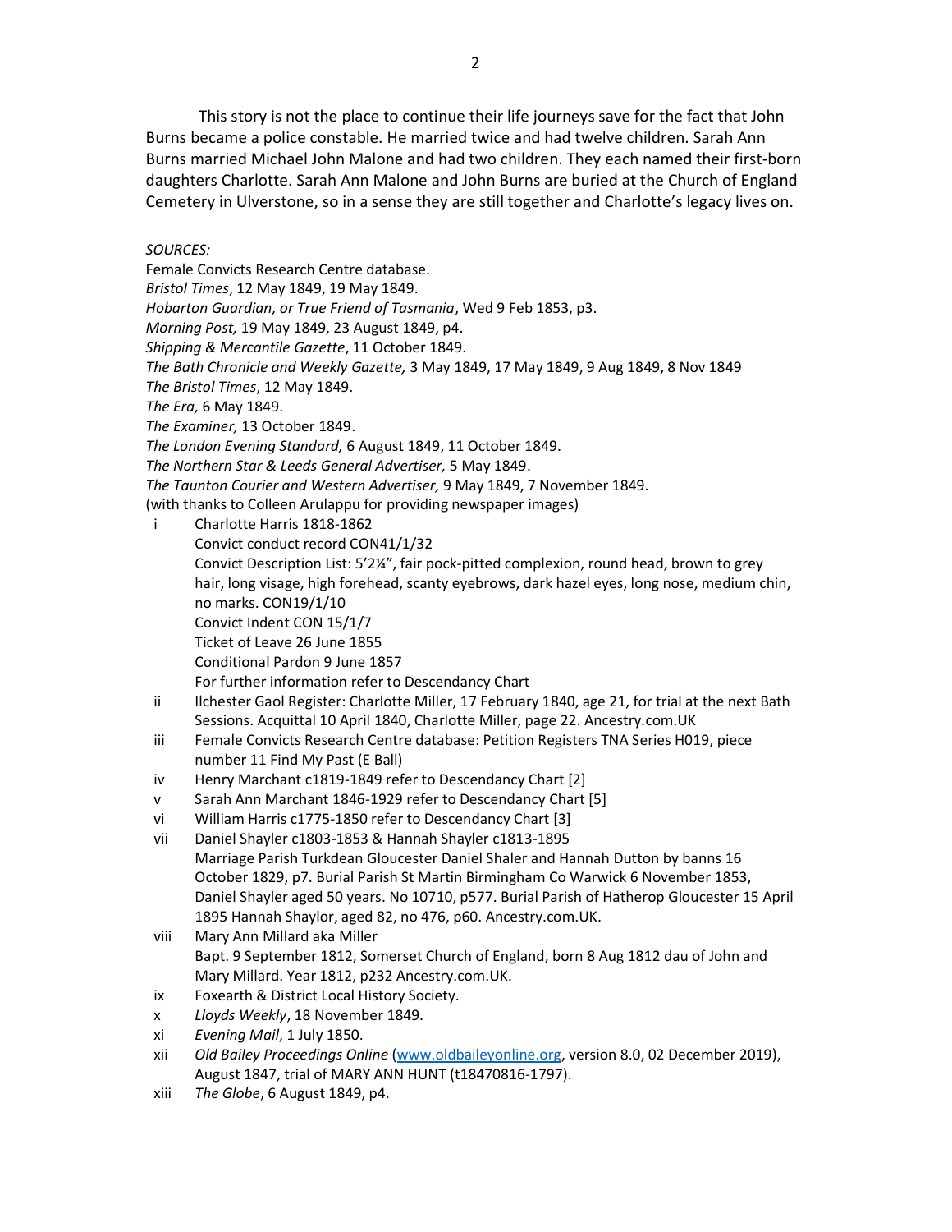This story is not the place to continue their life journeys save for the fact that John Burns became a police constable. He married twice and had twelve children. Sarah Ann Burns married Michael John Malone and had two children. They each named their first-born daughters Charlotte. Sarah Ann Malone and John Burns are buried at the Church of England Cemetery in Ulverstone, so in a sense they are still together and Charlotte's legacy lives on.

*SOURCES:*

Female Convicts Research Centre database.
*Bristol Times*, 12 May 1849, 19 May 1849.
*Hobarton Guardian, or True Friend of Tasmania*, Wed 9 Feb 1853, p3.
*Morning Post,* 19 May 1849, 23 August 1849, p4.
*Shipping & Mercantile Gazette*, 11 October 1849.
*The Bath Chronicle and Weekly Gazette,* 3 May 1849, 17 May 1849, 9 Aug 1849, 8 Nov 1849
*The Bristol Times*, 12 May 1849.
*The Era,* 6 May 1849.
*The Examiner,* 13 October 1849.
*The London Evening Standard,* 6 August 1849, 11 October 1849.
*The Northern Star & Leeds General Advertiser,* 5 May 1849.
*The Taunton Courier and Western Advertiser,* 9 May 1849, 7 November 1849.
(with thanks to Colleen Arulappu for providing newspaper images)

i Charlotte Harris 1818-1862
Convict conduct record CON41/1/32
Convict Description List: 5'2¼", fair pock-pitted complexion, round head, brown to grey hair, long visage, high forehead, scanty eyebrows, dark hazel eyes, long nose, medium chin, no marks. CON19/1/10
Convict Indent CON 15/1/7
Ticket of Leave 26 June 1855
Conditional Pardon 9 June 1857
For further information refer to Descendancy Chart

ii Ilchester Gaol Register: Charlotte Miller, 17 February 1840, age 21, for trial at the next Bath Sessions. Acquittal 10 April 1840, Charlotte Miller, page 22. Ancestry.com.UK

iii Female Convicts Research Centre database: Petition Registers TNA Series H019, piece number 11 Find My Past (E Ball)

iv Henry Marchant c1819-1849 refer to Descendancy Chart [2]

v Sarah Ann Marchant 1846-1929 refer to Descendancy Chart [5]

vi William Harris c1775-1850 refer to Descendancy Chart [3]

vii Daniel Shayler c1803-1853 & Hannah Shayler c1813-1895
Marriage Parish Turkdean Gloucester Daniel Shaler and Hannah Dutton by banns 16 October 1829, p7. Burial Parish St Martin Birmingham Co Warwick 6 November 1853, Daniel Shayler aged 50 years. No 10710, p577. Burial Parish of Hatherop Gloucester 15 April 1895 Hannah Shaylor, aged 82, no 476, p60. Ancestry.com.UK.

viii Mary Ann Millard aka Miller
Bapt. 9 September 1812, Somerset Church of England, born 8 Aug 1812 dau of John and Mary Millard. Year 1812, p232 Ancestry.com.UK.

ix Foxearth & District Local History Society.

x *Lloyds Weekly*, 18 November 1849.

xi *Evening Mail*, 1 July 1850.

xii *Old Bailey Proceedings Online* (www.oldbaileyonline.org, version 8.0, 02 December 2019), August 1847, trial of MARY ANN HUNT (t18470816-1797).

xiii *The Globe*, 6 August 1849, p4.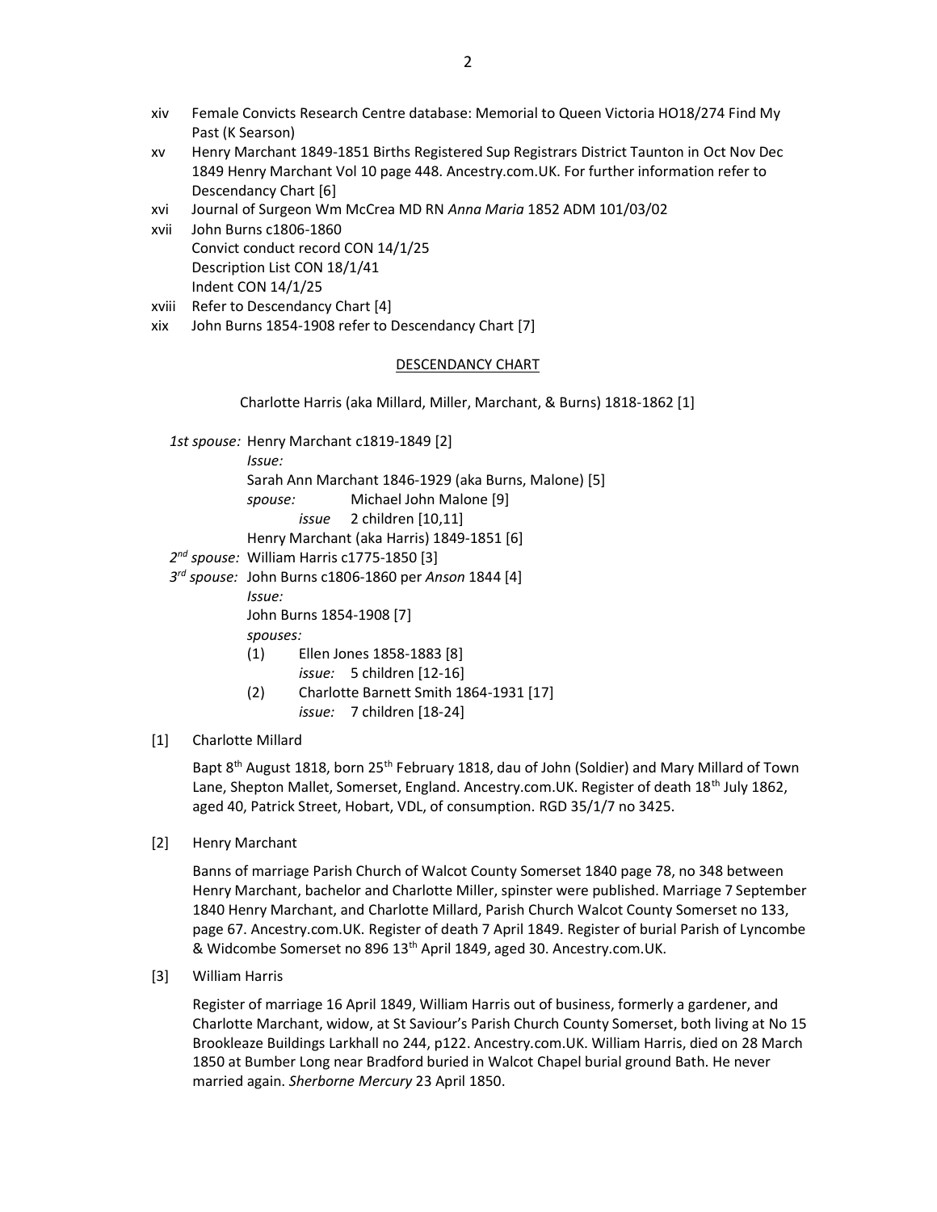xiv Female Convicts Research Centre database: Memorial to Queen Victoria HO18/274 Find My Past (K Searson)

xv Henry Marchant 1849-1851 Births Registered Sup Registrars District Taunton in Oct Nov Dec 1849 Henry Marchant Vol 10 page 448. Ancestry.com.UK. For further information refer to Descendancy Chart [6]

xvi Journal of Surgeon Wm McCrea MD RN *Anna Maria* 1852 ADM 101/03/02

xvii John Burns c1806-1860
Convict conduct record CON 14/1/25
Description List CON 18/1/41
Indent CON 14/1/25

xviii Refer to Descendancy Chart [4]

xix John Burns 1854-1908 refer to Descendancy Chart [7]

## DESCENDANCY CHART

Charlotte Harris (aka Millard, Miller, Marchant, & Burns) 1818-1862 [1]

*1st spouse:* Henry Marchant c1819-1849 [2]
*Issue:*
Sarah Ann Marchant 1846-1929 (aka Burns, Malone) [5]
*spouse:* Michael John Malone [9]
*issue* 2 children [10,11]
Henry Marchant (aka Harris) 1849-1851 [6]

*2nd spouse:* William Harris c1775-1850 [3]

*3rd spouse:* John Burns c1806-1860 per *Anson* 1844 [4]
*Issue:*
John Burns 1854-1908 [7]
*spouses:*
(1) Ellen Jones 1858-1883 [8]
*issue:* 5 children [12-16]
(2) Charlotte Barnett Smith 1864-1931 [17]
*issue:* 7 children [18-24]

[1] Charlotte Millard

Bapt 8th August 1818, born 25th February 1818, dau of John (Soldier) and Mary Millard of Town Lane, Shepton Mallet, Somerset, England. Ancestry.com.UK. Register of death 18th July 1862, aged 40, Patrick Street, Hobart, VDL, of consumption. RGD 35/1/7 no 3425.

[2] Henry Marchant

Banns of marriage Parish Church of Walcot County Somerset 1840 page 78, no 348 between Henry Marchant, bachelor and Charlotte Miller, spinster were published. Marriage 7 September 1840 Henry Marchant, and Charlotte Millard, Parish Church Walcot County Somerset no 133, page 67. Ancestry.com.UK. Register of death 7 April 1849. Register of burial Parish of Lyncombe & Widcombe Somerset no 896 13th April 1849, aged 30. Ancestry.com.UK.

[3] William Harris

Register of marriage 16 April 1849, William Harris out of business, formerly a gardener, and Charlotte Marchant, widow, at St Saviour's Parish Church County Somerset, both living at No 15 Brookleaze Buildings Larkhall no 244, p122. Ancestry.com.UK. William Harris, died on 28 March 1850 at Bumber Long near Bradford buried in Walcot Chapel burial ground Bath. He never married again. *Sherborne Mercury* 23 April 1850.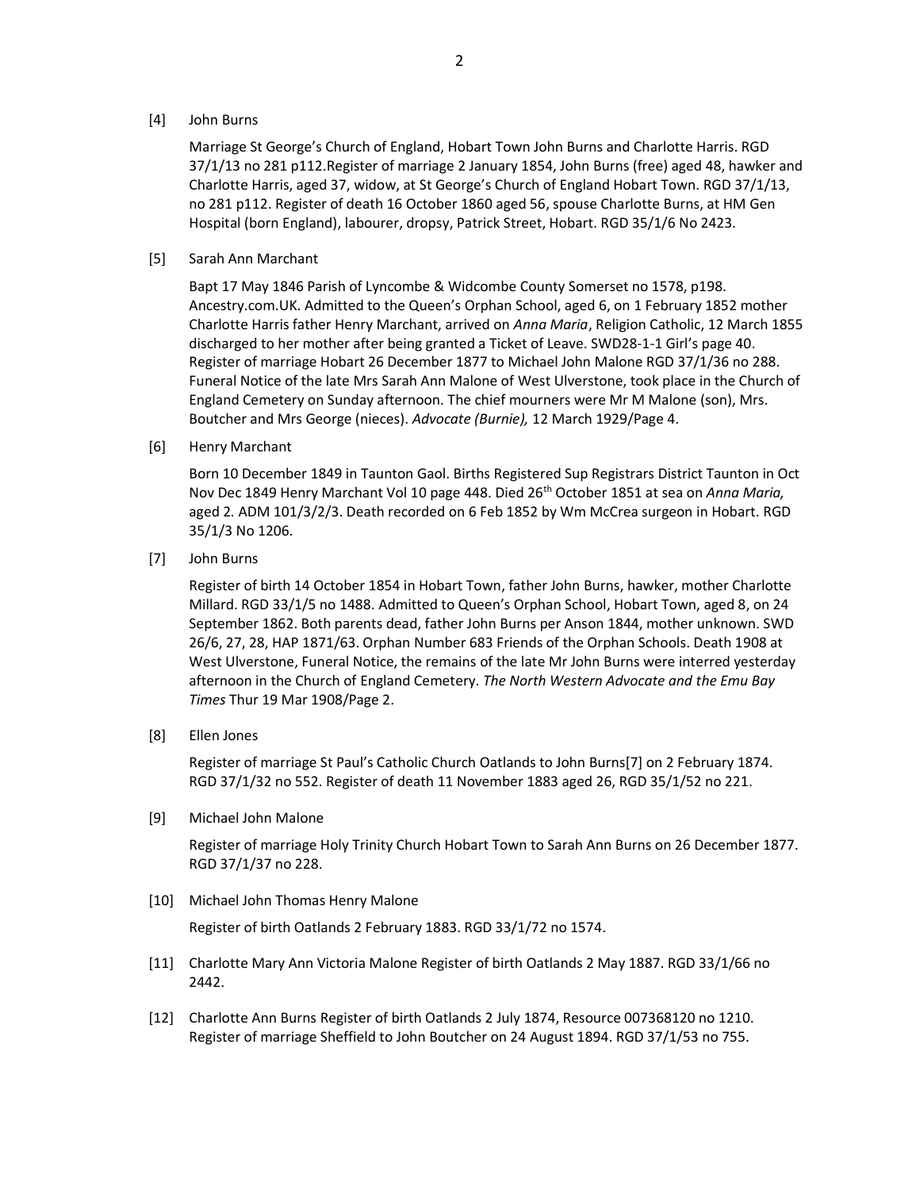[4] John Burns

Marriage St George's Church of England, Hobart Town John Burns and Charlotte Harris. RGD 37/1/13 no 281 p112.Register of marriage 2 January 1854, John Burns (free) aged 48, hawker and Charlotte Harris, aged 37, widow, at St George's Church of England Hobart Town. RGD 37/1/13, no 281 p112. Register of death 16 October 1860 aged 56, spouse Charlotte Burns, at HM Gen Hospital (born England), labourer, dropsy, Patrick Street, Hobart. RGD 35/1/6 No 2423.

[5] Sarah Ann Marchant

Bapt 17 May 1846 Parish of Lyncombe & Widcombe County Somerset no 1578, p198. Ancestry.com.UK. Admitted to the Queen's Orphan School, aged 6, on 1 February 1852 mother Charlotte Harris father Henry Marchant, arrived on *Anna Maria*, Religion Catholic, 12 March 1855 discharged to her mother after being granted a Ticket of Leave. SWD28-1-1 Girl's page 40. Register of marriage Hobart 26 December 1877 to Michael John Malone RGD 37/1/36 no 288. Funeral Notice of the late Mrs Sarah Ann Malone of West Ulverstone, took place in the Church of England Cemetery on Sunday afternoon. The chief mourners were Mr M Malone (son), Mrs. Boutcher and Mrs George (nieces). *Advocate (Burnie),* 12 March 1929/Page 4.

[6] Henry Marchant

Born 10 December 1849 in Taunton Gaol. Births Registered Sup Registrars District Taunton in Oct Nov Dec 1849 Henry Marchant Vol 10 page 448. Died 26th October 1851 at sea on *Anna Maria,* aged 2. ADM 101/3/2/3. Death recorded on 6 Feb 1852 by Wm McCrea surgeon in Hobart. RGD 35/1/3 No 1206.

[7] John Burns

Register of birth 14 October 1854 in Hobart Town, father John Burns, hawker, mother Charlotte Millard. RGD 33/1/5 no 1488. Admitted to Queen's Orphan School, Hobart Town, aged 8, on 24 September 1862. Both parents dead, father John Burns per Anson 1844, mother unknown. SWD 26/6, 27, 28, HAP 1871/63. Orphan Number 683 Friends of the Orphan Schools. Death 1908 at West Ulverstone, Funeral Notice, the remains of the late Mr John Burns were interred yesterday afternoon in the Church of England Cemetery. *The North Western Advocate and the Emu Bay Times* Thur 19 Mar 1908/Page 2.

[8] Ellen Jones

Register of marriage St Paul's Catholic Church Oatlands to John Burns[7] on 2 February 1874. RGD 37/1/32 no 552. Register of death 11 November 1883 aged 26, RGD 35/1/52 no 221.

[9] Michael John Malone

Register of marriage Holy Trinity Church Hobart Town to Sarah Ann Burns on 26 December 1877. RGD 37/1/37 no 228.

[10] Michael John Thomas Henry Malone

Register of birth Oatlands 2 February 1883. RGD 33/1/72 no 1574.

[11] Charlotte Mary Ann Victoria Malone Register of birth Oatlands 2 May 1887. RGD 33/1/66 no 2442.

[12] Charlotte Ann Burns Register of birth Oatlands 2 July 1874, Resource 007368120 no 1210. Register of marriage Sheffield to John Boutcher on 24 August 1894. RGD 37/1/53 no 755.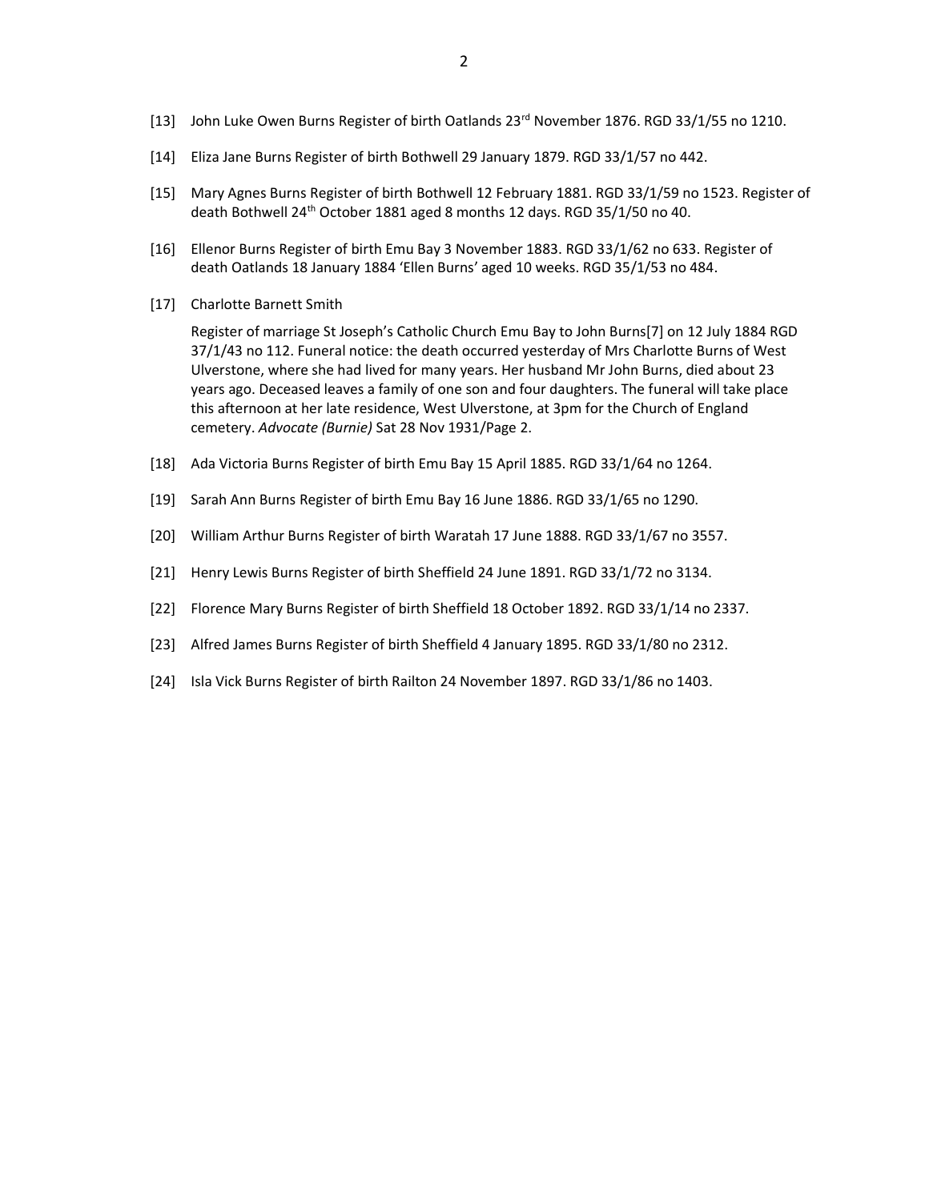[13] John Luke Owen Burns Register of birth Oatlands 23rd November 1876. RGD 33/1/55 no 1210.

[14] Eliza Jane Burns Register of birth Bothwell 29 January 1879. RGD 33/1/57 no 442.

[15] Mary Agnes Burns Register of birth Bothwell 12 February 1881. RGD 33/1/59 no 1523. Register of death Bothwell 24th October 1881 aged 8 months 12 days. RGD 35/1/50 no 40.

[16] Ellenor Burns Register of birth Emu Bay 3 November 1883. RGD 33/1/62 no 633. Register of death Oatlands 18 January 1884 'Ellen Burns' aged 10 weeks. RGD 35/1/53 no 484.

[17] Charlotte Barnett Smith

Register of marriage St Joseph's Catholic Church Emu Bay to John Burns[7] on 12 July 1884 RGD 37/1/43 no 112. Funeral notice: the death occurred yesterday of Mrs Charlotte Burns of West Ulverstone, where she had lived for many years. Her husband Mr John Burns, died about 23 years ago. Deceased leaves a family of one son and four daughters. The funeral will take place this afternoon at her late residence, West Ulverstone, at 3pm for the Church of England cemetery. *Advocate (Burnie)* Sat 28 Nov 1931/Page 2.

[18] Ada Victoria Burns Register of birth Emu Bay 15 April 1885. RGD 33/1/64 no 1264.

[19] Sarah Ann Burns Register of birth Emu Bay 16 June 1886. RGD 33/1/65 no 1290.

[20] William Arthur Burns Register of birth Waratah 17 June 1888. RGD 33/1/67 no 3557.

[21] Henry Lewis Burns Register of birth Sheffield 24 June 1891. RGD 33/1/72 no 3134.

[22] Florence Mary Burns Register of birth Sheffield 18 October 1892. RGD 33/1/14 no 2337.

[23] Alfred James Burns Register of birth Sheffield 4 January 1895. RGD 33/1/80 no 2312.

[24] Isla Vick Burns Register of birth Railton 24 November 1897. RGD 33/1/86 no 1403.